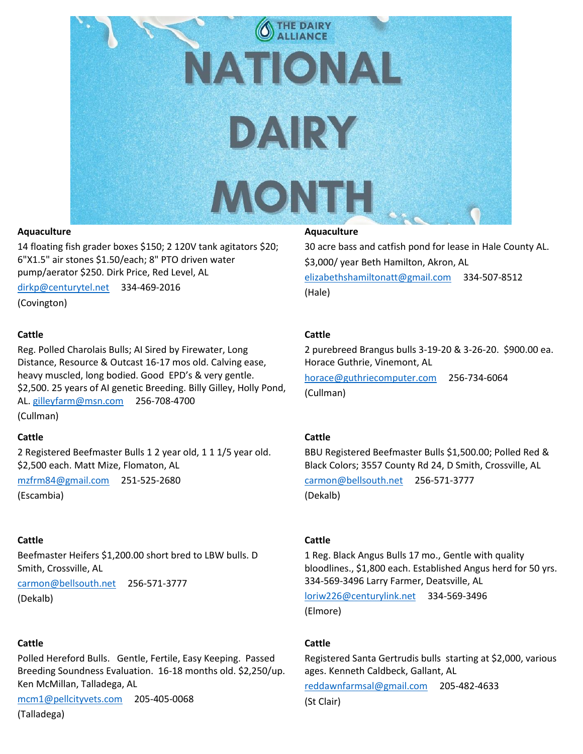# THE DAIRY ALLIANCE

# NATIONAL DAIRY MONTH

**Aquaculture**

14 floating fish grader boxes $150; 2 120V tank agitators $20; 6"X1.5" air stones $1.50/each; 8" PTO driven water pump/aerator $250. Dirk Price, Red Level, AL

dirkp@centurytel.net 334-469-2016

(Covington)

**Aquaculture**

30 acre bass and catfish pond for lease in Hale County AL. $3,000/ year Beth Hamilton, Akron, AL

elizabethshamiltonatt@gmail.com 334-507-8512

(Hale)

**Cattle**

Reg. Polled Charolais Bulls; AI Sired by Firewater, Long Distance, Resource & Outcast 16-17 mos old. Calving ease, heavy muscled, long bodied. Good EPD's & very gentle. $2,500. 25 years of AI genetic Breeding. Billy Gilley, Holly Pond, AL. gilleyfarm@msn.com 256-708-4700

(Cullman)

**Cattle**

2 purebreed Brangus bulls 3-19-20 & 3-26-20. $900.00 ea. Horace Guthrie, Vinemont, AL

horace@guthriecomputer.com 256-734-6064

(Cullman)

**Cattle**

2 Registered Beefmaster Bulls 1 2 year old, 1 1 1/5 year old. $2,500 each. Matt Mize, Flomaton, AL

mzfrm84@gmail.com 251-525-2680

(Escambia)

**Cattle**

BBU Registered Beefmaster Bulls $1,500.00; Polled Red & Black Colors; 3557 County Rd 24, D Smith, Crossville, AL

carmon@bellsouth.net 256-571-3777

(Dekalb)

**Cattle**

Beefmaster Heifers $1,200.00 short bred to LBW bulls. D Smith, Crossville, AL

carmon@bellsouth.net 256-571-3777

(Dekalb)

**Cattle**

1 Reg. Black Angus Bulls 17 mo., Gentle with quality bloodlines., $1,800 each. Established Angus herd for 50 yrs. 334-569-3496 Larry Farmer, Deatsville, AL

loriw226@centurylink.net 334-569-3496

(Elmore)

**Cattle**

Polled Hereford Bulls. Gentle, Fertile, Easy Keeping. Passed Breeding Soundness Evaluation. 16-18 months old. $2,250/up. Ken McMillan, Talladega, AL

mcm1@pellcityvets.com 205-405-0068

(Talladega)

**Cattle**

Registered Santa Gertrudis bulls starting at $2,000, various ages. Kenneth Caldbeck, Gallant, AL

reddawnfarmsal@gmail.com 205-482-4633

(St Clair)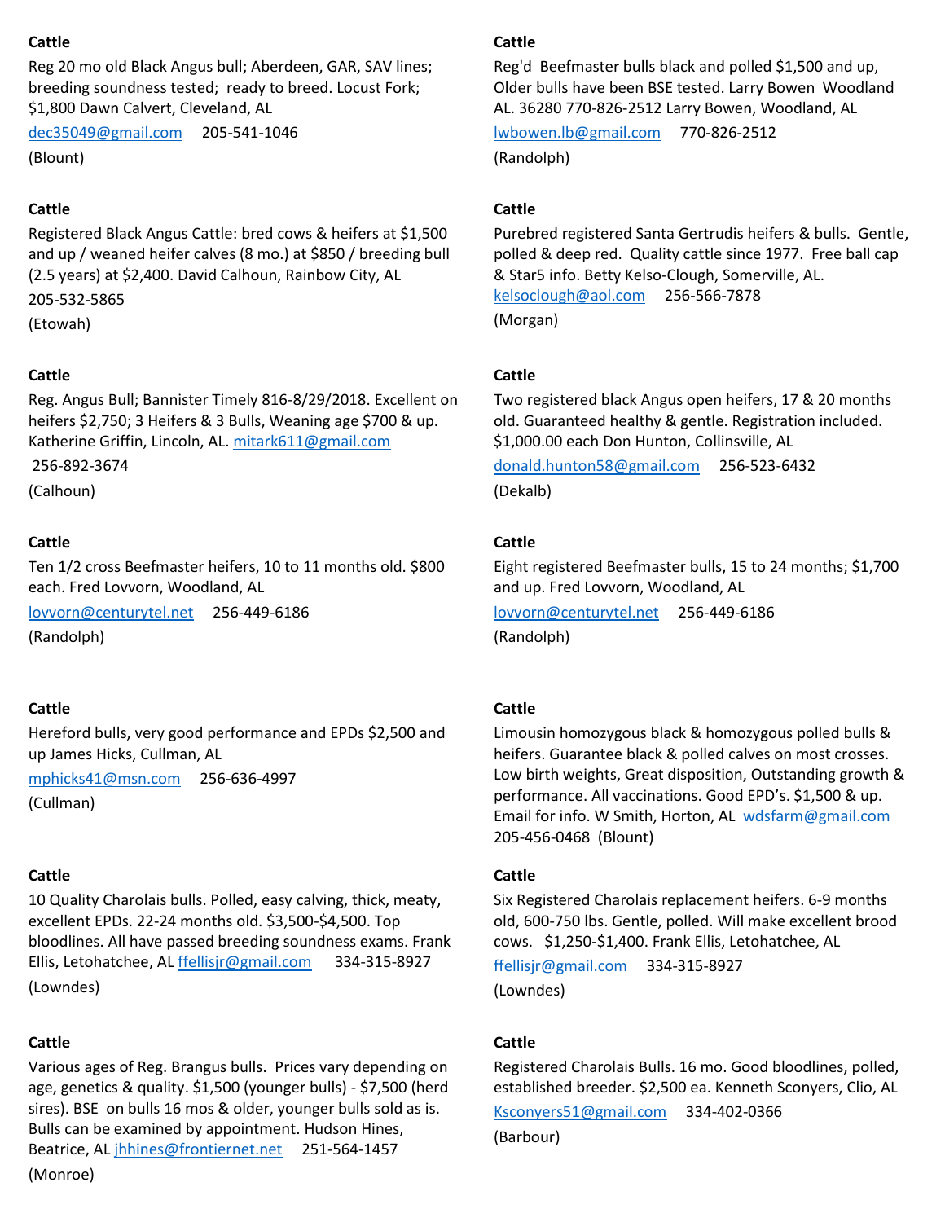**Cattle**

Reg 20 mo old Black Angus bull; Aberdeen, GAR, SAV lines; breeding soundness tested; ready to breed. Locust Fork; $1,800 Dawn Calvert, Cleveland, AL

dec35049@gmail.com 205-541-1046

(Blount)

**Cattle**

Registered Black Angus Cattle: bred cows & heifers at $1,500 and up / weaned heifer calves (8 mo.) at $850 / breeding bull (2.5 years) at $2,400. David Calhoun, Rainbow City, AL

205-532-5865

(Etowah)

**Cattle**

Reg. Angus Bull; Bannister Timely 816-8/29/2018. Excellent on heifers $2,750; 3 Heifers & 3 Bulls, Weaning age $700 & up. Katherine Griffin, Lincoln, AL. mitark611@gmail.com

256-892-3674

(Calhoun)

**Cattle**

Ten 1/2 cross Beefmaster heifers, 10 to 11 months old. $800 each. Fred Lovvorn, Woodland, AL

lovvorn@centurytel.net 256-449-6186

(Randolph)

**Cattle**

Hereford bulls, very good performance and EPDs $2,500 and up James Hicks, Cullman, AL

mphicks41@msn.com 256-636-4997

(Cullman)

**Cattle**

10 Quality Charolais bulls. Polled, easy calving, thick, meaty, excellent EPDs. 22-24 months old. $3,500-$4,500. Top bloodlines. All have passed breeding soundness exams. Frank Ellis, Letohatchee, AL ffellisjr@gmail.com 334-315-8927

(Lowndes)

**Cattle**

Various ages of Reg. Brangus bulls. Prices vary depending on age, genetics & quality. $1,500 (younger bulls) - $7,500 (herd sires). BSE on bulls 16 mos & older, younger bulls sold as is. Bulls can be examined by appointment. Hudson Hines, Beatrice, AL jhhines@frontiernet.net 251-564-1457

(Monroe)

**Cattle**

Reg'd Beefmaster bulls black and polled $1,500 and up, Older bulls have been BSE tested. Larry Bowen Woodland AL. 36280 770-826-2512 Larry Bowen, Woodland, AL

lwbowen.lb@gmail.com 770-826-2512

(Randolph)

**Cattle**

Purebred registered Santa Gertrudis heifers & bulls. Gentle, polled & deep red. Quality cattle since 1977. Free ball cap & Star5 info. Betty Kelso-Clough, Somerville, AL.

kelsoclough@aol.com 256-566-7878

(Morgan)

**Cattle**

Two registered black Angus open heifers, 17 & 20 months old. Guaranteed healthy & gentle. Registration included. $1,000.00 each Don Hunton, Collinsville, AL

donald.hunton58@gmail.com 256-523-6432

(Dekalb)

**Cattle**

Eight registered Beefmaster bulls, 15 to 24 months; $1,700 and up. Fred Lovvorn, Woodland, AL

lovvorn@centurytel.net 256-449-6186

(Randolph)

**Cattle**

Limousin homozygous black & homozygous polled bulls & heifers. Guarantee black & polled calves on most crosses. Low birth weights, Great disposition, Outstanding growth & performance. All vaccinations. Good EPD's. $1,500 & up. Email for info. W Smith, Horton, AL wdsfarm@gmail.com 205-456-0468 (Blount)

**Cattle**

Six Registered Charolais replacement heifers. 6-9 months old, 600-750 lbs. Gentle, polled. Will make excellent brood cows. $1,250-$1,400. Frank Ellis, Letohatchee, AL

ffellisjr@gmail.com 334-315-8927

(Lowndes)

**Cattle**

Registered Charolais Bulls. 16 mo. Good bloodlines, polled, established breeder. $2,500 ea. Kenneth Sconyers, Clio, AL

Ksconyers51@gmail.com 334-402-0366

(Barbour)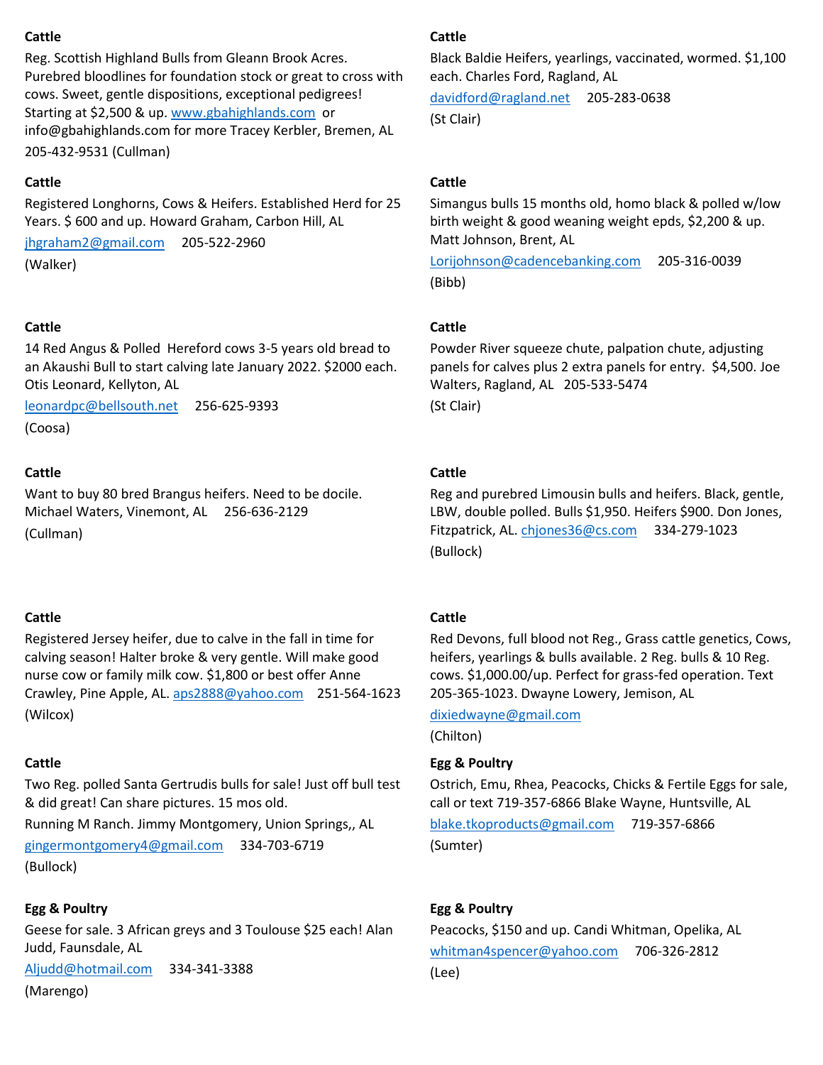**Cattle**

Reg. Scottish Highland Bulls from Gleann Brook Acres. Purebred bloodlines for foundation stock or great to cross with cows. Sweet, gentle dispositions, exceptional pedigrees! Starting at $2,500 & up. www.gbahighlands.com or info@gbahighlands.com for more Tracey Kerbler, Bremen, AL 205-432-9531 (Cullman)

**Cattle**

Registered Longhorns, Cows & Heifers. Established Herd for 25 Years. $ 600 and up. Howard Graham, Carbon Hill, AL

jhgraham2@gmail.com 205-522-2960

(Walker)

**Cattle**

14 Red Angus & Polled Hereford cows 3-5 years old bread to an Akaushi Bull to start calving late January 2022. $2000 each. Otis Leonard, Kellyton, AL

leonardpc@bellsouth.net 256-625-9393

(Coosa)

**Cattle**

Want to buy 80 bred Brangus heifers. Need to be docile. Michael Waters, Vinemont, AL 256-636-2129

(Cullman)

**Cattle**

Registered Jersey heifer, due to calve in the fall in time for calving season! Halter broke & very gentle. Will make good nurse cow or family milk cow. $1,800 or best offer Anne Crawley, Pine Apple, AL. aps2888@yahoo.com 251-564-1623

(Wilcox)

**Cattle**

Two Reg. polled Santa Gertrudis bulls for sale! Just off bull test & did great! Can share pictures. 15 mos old.

Running M Ranch. Jimmy Montgomery, Union Springs,, AL

gingermontgomery4@gmail.com 334-703-6719

(Bullock)

**Egg & Poultry**

Geese for sale. 3 African greys and 3 Toulouse $25 each! Alan Judd, Faunsdale, AL

Aljudd@hotmail.com 334-341-3388

(Marengo)

**Cattle**

Black Baldie Heifers, yearlings, vaccinated, wormed. $1,100 each. Charles Ford, Ragland, AL

davidford@ragland.net 205-283-0638

(St Clair)

**Cattle**

Simangus bulls 15 months old, homo black & polled w/low birth weight & good weaning weight epds, $2,200 & up. Matt Johnson, Brent, AL

Lorijohnson@cadencebanking.com 205-316-0039

(Bibb)

**Cattle**

Powder River squeeze chute, palpation chute, adjusting panels for calves plus 2 extra panels for entry. $4,500. Joe Walters, Ragland, AL 205-533-5474

(St Clair)

**Cattle**

Reg and purebred Limousin bulls and heifers. Black, gentle, LBW, double polled. Bulls $1,950. Heifers $900. Don Jones, Fitzpatrick, AL. chjones36@cs.com 334-279-1023

(Bullock)

**Cattle**

Red Devons, full blood not Reg., Grass cattle genetics, Cows, heifers, yearlings & bulls available. 2 Reg. bulls & 10 Reg. cows. $1,000.00/up. Perfect for grass-fed operation. Text 205-365-1023. Dwayne Lowery, Jemison, AL

dixiedwayne@gmail.com

(Chilton)

**Egg & Poultry**

Ostrich, Emu, Rhea, Peacocks, Chicks & Fertile Eggs for sale, call or text 719-357-6866 Blake Wayne, Huntsville, AL

blake.tkoproducts@gmail.com 719-357-6866

(Sumter)

**Egg & Poultry**

Peacocks, $150 and up. Candi Whitman, Opelika, AL

whitman4spencer@yahoo.com 706-326-2812

(Lee)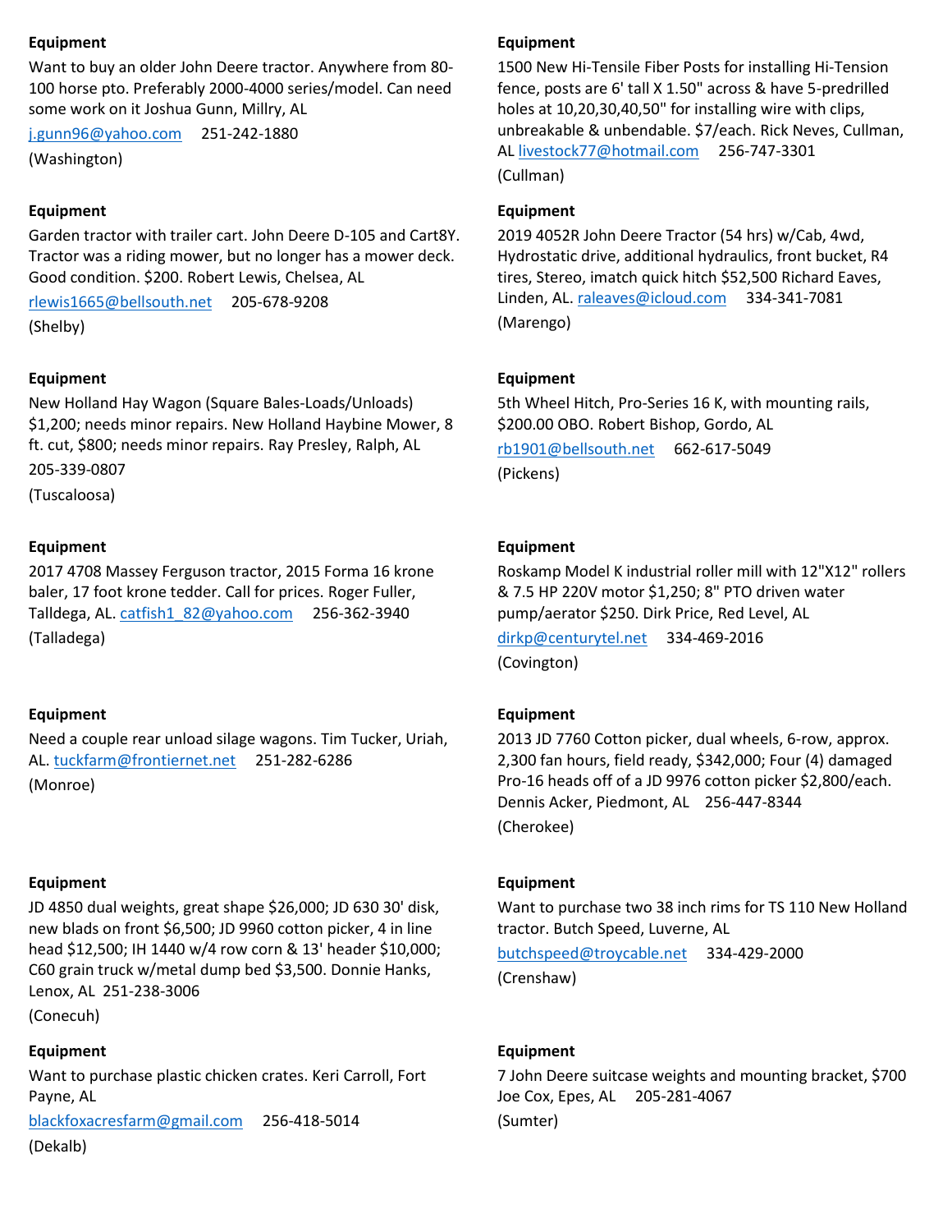**Equipment**

Want to buy an older John Deere tractor. Anywhere from 80-100 horse pto. Preferably 2000-4000 series/model. Can need some work on it Joshua Gunn, Millry, AL

j.gunn96@yahoo.com 251-242-1880

(Washington)

**Equipment**

Garden tractor with trailer cart. John Deere D-105 and Cart8Y. Tractor was a riding mower, but no longer has a mower deck. Good condition. $200. Robert Lewis, Chelsea, AL

rlewis1665@bellsouth.net 205-678-9208

(Shelby)

**Equipment**

New Holland Hay Wagon (Square Bales-Loads/Unloads) $1,200; needs minor repairs. New Holland Haybine Mower, 8 ft. cut, $800; needs minor repairs. Ray Presley, Ralph, AL

205-339-0807

(Tuscaloosa)

**Equipment**

2017 4708 Massey Ferguson tractor, 2015 Forma 16 krone baler, 17 foot krone tedder. Call for prices. Roger Fuller, Talldega, AL. catfish1_82@yahoo.com 256-362-3940

(Talladega)

**Equipment**

Need a couple rear unload silage wagons. Tim Tucker, Uriah, AL. tuckfarm@frontiernet.net 251-282-6286

(Monroe)

**Equipment**

JD 4850 dual weights, great shape $26,000; JD 630 30' disk, new blads on front $6,500; JD 9960 cotton picker, 4 in line head $12,500; IH 1440 w/4 row corn & 13' header $10,000; C60 grain truck w/metal dump bed $3,500. Donnie Hanks, Lenox, AL 251-238-3006

(Conecuh)

**Equipment**

Want to purchase plastic chicken crates. Keri Carroll, Fort Payne, AL

blackfoxacresfarm@gmail.com 256-418-5014

(Dekalb)

**Equipment**

1500 New Hi-Tensile Fiber Posts for installing Hi-Tension fence, posts are 6' tall X 1.50" across & have 5-predrilled holes at 10,20,30,40,50" for installing wire with clips, unbreakable & unbendable. $7/each. Rick Neves, Cullman, AL livestock77@hotmail.com 256-747-3301

(Cullman)

**Equipment**

2019 4052R John Deere Tractor (54 hrs) w/Cab, 4wd, Hydrostatic drive, additional hydraulics, front bucket, R4 tires, Stereo, imatch quick hitch $52,500 Richard Eaves, Linden, AL. raleaves@icloud.com 334-341-7081

(Marengo)

**Equipment**

5th Wheel Hitch, Pro-Series 16 K, with mounting rails, $200.00 OBO. Robert Bishop, Gordo, AL

rb1901@bellsouth.net 662-617-5049

(Pickens)

**Equipment**

Roskamp Model K industrial roller mill with 12"X12" rollers & 7.5 HP 220V motor $1,250; 8" PTO driven water pump/aerator $250. Dirk Price, Red Level, AL

dirkp@centurytel.net 334-469-2016

(Covington)

**Equipment**

2013 JD 7760 Cotton picker, dual wheels, 6-row, approx. 2,300 fan hours, field ready, $342,000; Four (4) damaged Pro-16 heads off of a JD 9976 cotton picker $2,800/each. Dennis Acker, Piedmont, AL 256-447-8344

(Cherokee)

**Equipment**

Want to purchase two 38 inch rims for TS 110 New Holland tractor. Butch Speed, Luverne, AL

butchspeed@troycable.net 334-429-2000

(Crenshaw)

**Equipment**

7 John Deere suitcase weights and mounting bracket, $700 Joe Cox, Epes, AL 205-281-4067

(Sumter)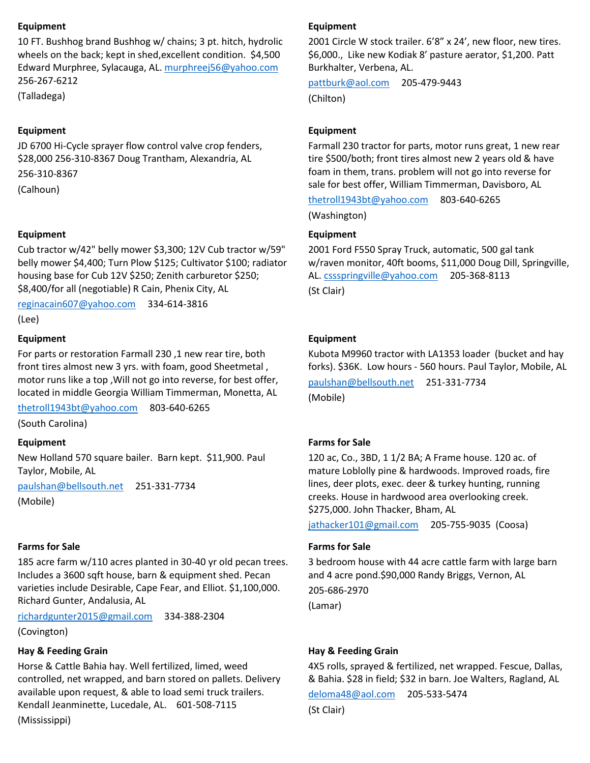**Equipment**

10 FT. Bushhog brand Bushhog w/ chains; 3 pt. hitch, hydrolic wheels on the back; kept in shed,excellent condition. $4,500 Edward Murphree, Sylacauga, AL. murphreej56@yahoo.com 256-267-6212

(Talladega)

**Equipment**

JD 6700 Hi-Cycle sprayer flow control valve crop fenders, $28,000 256-310-8367 Doug Trantham, Alexandria, AL

256-310-8367

(Calhoun)

**Equipment**

Cub tractor w/42" belly mower $3,300; 12V Cub tractor w/59" belly mower $4,400; Turn Plow $125; Cultivator $100; radiator housing base for Cub 12V $250; Zenith carburetor $250; $8,400/for all (negotiable) R Cain, Phenix City, AL

reginacain607@yahoo.com 334-614-3816

(Lee)

**Equipment**

For parts or restoration Farmall 230 ,1 new rear tire, both front tires almost new 3 yrs. with foam, good Sheetmetal , motor runs like a top ,Will not go into reverse, for best offer, located in middle Georgia William Timmerman, Monetta, AL

thetroll1943bt@yahoo.com 803-640-6265

(South Carolina)

**Equipment**

New Holland 570 square bailer. Barn kept. $11,900. Paul Taylor, Mobile, AL

paulshan@bellsouth.net 251-331-7734

(Mobile)

**Farms for Sale**

185 acre farm w/110 acres planted in 30-40 yr old pecan trees. Includes a 3600 sqft house, barn & equipment shed. Pecan varieties include Desirable, Cape Fear, and Elliot. $1,100,000. Richard Gunter, Andalusia, AL

richardgunter2015@gmail.com 334-388-2304

(Covington)

**Hay & Feeding Grain**

Horse & Cattle Bahia hay. Well fertilized, limed, weed controlled, net wrapped, and barn stored on pallets. Delivery available upon request, & able to load semi truck trailers. Kendall Jeanminette, Lucedale, AL. 601-508-7115

(Mississippi)

**Equipment**

2001 Circle W stock trailer. 6'8" x 24', new floor, new tires. $6,000., Like new Kodiak 8' pasture aerator, $1,200. Patt Burkhalter, Verbena, AL.

pattburk@aol.com 205-479-9443

(Chilton)

**Equipment**

Farmall 230 tractor for parts, motor runs great, 1 new rear tire $500/both; front tires almost new 2 years old & have foam in them, trans. problem will not go into reverse for sale for best offer, William Timmerman, Davisboro, AL

thetroll1943bt@yahoo.com 803-640-6265

(Washington)

**Equipment**

2001 Ford F550 Spray Truck, automatic, 500 gal tank w/raven monitor, 40ft booms, $11,000 Doug Dill, Springville, AL. csssspringville@yahoo.com 205-368-8113

(St Clair)

**Equipment**

Kubota M9960 tractor with LA1353 loader (bucket and hay forks). $36K. Low hours - 560 hours. Paul Taylor, Mobile, AL

paulshan@bellsouth.net 251-331-7734

(Mobile)

**Farms for Sale**

120 ac, Co., 3BD, 1 1/2 BA; A Frame house. 120 ac. of mature Loblolly pine & hardwoods. Improved roads, fire lines, deer plots, exec. deer & turkey hunting, running creeks. House in hardwood area overlooking creek. $275,000. John Thacker, Bham, AL

jathacker101@gmail.com 205-755-9035 (Coosa)

**Farms for Sale**

3 bedroom house with 44 acre cattle farm with large barn and 4 acre pond.$90,000 Randy Briggs, Vernon, AL

205-686-2970

(Lamar)

**Hay & Feeding Grain**

4X5 rolls, sprayed & fertilized, net wrapped. Fescue, Dallas, & Bahia. $28 in field; $32 in barn. Joe Walters, Ragland, AL

deloma48@aol.com 205-533-5474

(St Clair)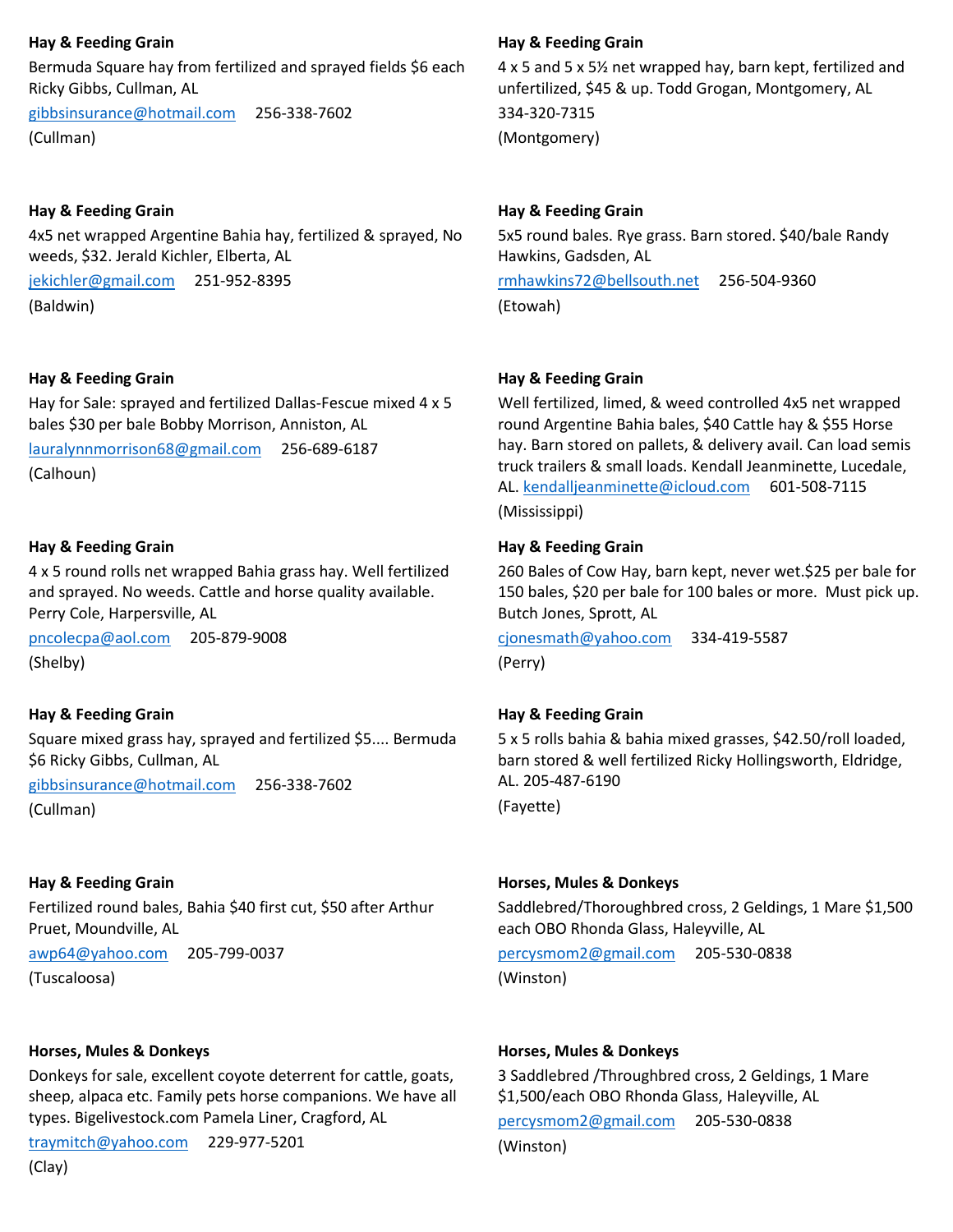**Hay & Feeding Grain**

Bermuda Square hay from fertilized and sprayed fields $6 each Ricky Gibbs, Cullman, AL

gibbsinsurance@hotmail.com 256-338-7602

(Cullman)

**Hay & Feeding Grain**

4x5 net wrapped Argentine Bahia hay, fertilized & sprayed, No weeds, $32. Jerald Kichler, Elberta, AL

jekichler@gmail.com 251-952-8395

(Baldwin)

**Hay & Feeding Grain**

Hay for Sale: sprayed and fertilized Dallas-Fescue mixed 4 x 5 bales $30 per bale Bobby Morrison, Anniston, AL

lauralynnmorrison68@gmail.com 256-689-6187

(Calhoun)

**Hay & Feeding Grain**

4 x 5 round rolls net wrapped Bahia grass hay. Well fertilized and sprayed. No weeds. Cattle and horse quality available. Perry Cole, Harpersville, AL

pncolecpa@aol.com 205-879-9008

(Shelby)

**Hay & Feeding Grain**

Square mixed grass hay, sprayed and fertilized $5.... Bermuda $6 Ricky Gibbs, Cullman, AL

gibbsinsurance@hotmail.com 256-338-7602

(Cullman)

**Hay & Feeding Grain**

Fertilized round bales, Bahia $40 first cut, $50 after Arthur Pruet, Moundville, AL

awp64@yahoo.com 205-799-0037

(Tuscaloosa)

**Horses, Mules & Donkeys**

Donkeys for sale, excellent coyote deterrent for cattle, goats, sheep, alpaca etc. Family pets horse companions. We have all types. Bigelivestock.com Pamela Liner, Cragford, AL

traymitch@yahoo.com 229-977-5201

(Clay)

**Hay & Feeding Grain**

4 x 5 and 5 x 5½ net wrapped hay, barn kept, fertilized and unfertilized, $45 & up. Todd Grogan, Montgomery, AL

334-320-7315

(Montgomery)

**Hay & Feeding Grain**

5x5 round bales. Rye grass. Barn stored. $40/bale Randy Hawkins, Gadsden, AL

rmhawkins72@bellsouth.net 256-504-9360

(Etowah)

**Hay & Feeding Grain**

Well fertilized, limed, & weed controlled 4x5 net wrapped round Argentine Bahia bales, $40 Cattle hay & $55 Horse hay. Barn stored on pallets, & delivery avail. Can load semis truck trailers & small loads. Kendall Jeanminette, Lucedale, AL. kendalljeanminette@icloud.com 601-508-7115

(Mississippi)

**Hay & Feeding Grain**

260 Bales of Cow Hay, barn kept, never wet.$25 per bale for 150 bales, $20 per bale for 100 bales or more. Must pick up. Butch Jones, Sprott, AL

cjonesmath@yahoo.com 334-419-5587

(Perry)

**Hay & Feeding Grain**

5 x 5 rolls bahia & bahia mixed grasses, $42.50/roll loaded, barn stored & well fertilized Ricky Hollingsworth, Eldridge, AL. 205-487-6190

(Fayette)

**Horses, Mules & Donkeys**

Saddlebred/Thoroughbred cross, 2 Geldings, 1 Mare $1,500 each OBO Rhonda Glass, Haleyville, AL

percysmom2@gmail.com 205-530-0838

(Winston)

**Horses, Mules & Donkeys**

3 Saddlebred /Throughbred cross, 2 Geldings, 1 Mare $1,500/each OBO Rhonda Glass, Haleyville, AL

percysmom2@gmail.com 205-530-0838

(Winston)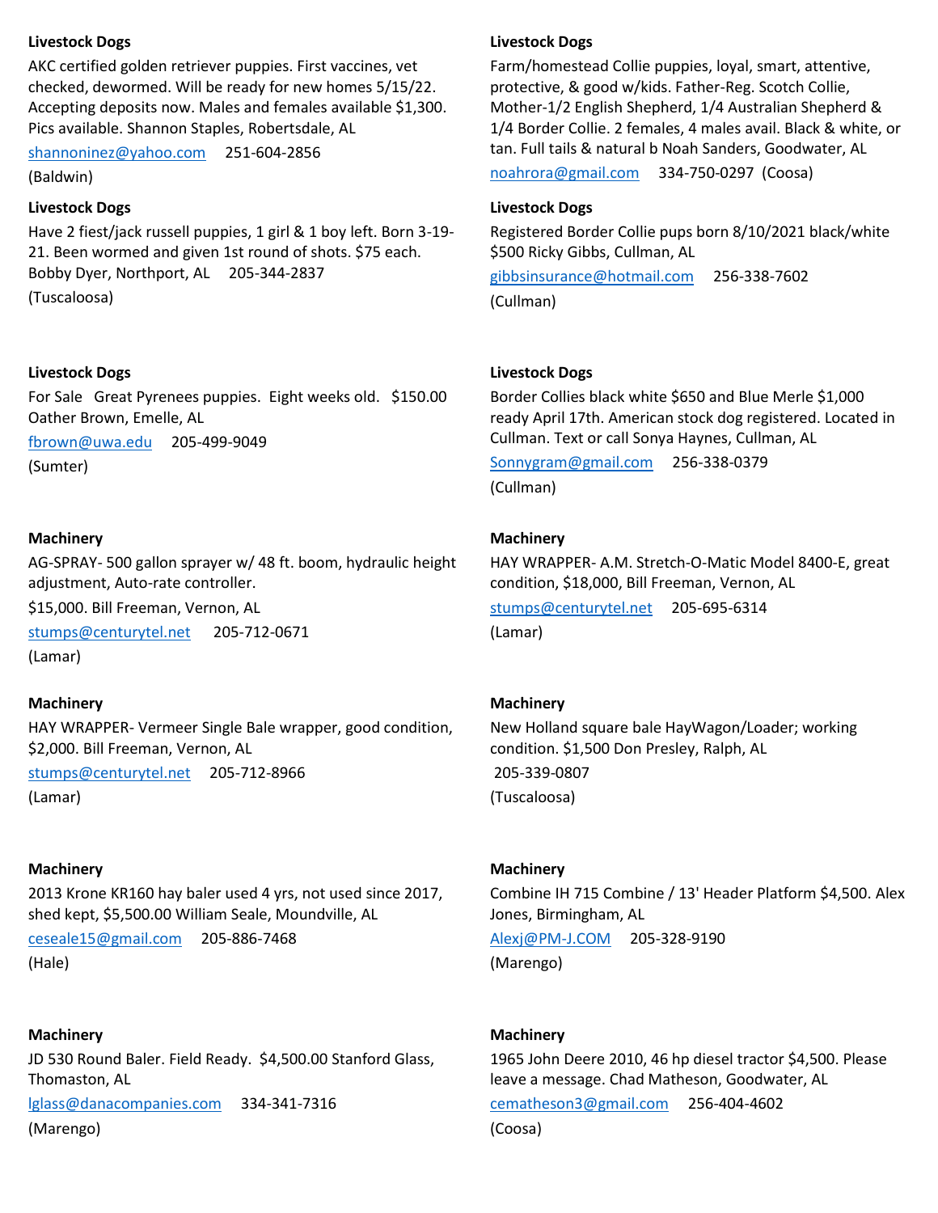**Livestock Dogs**

AKC certified golden retriever puppies. First vaccines, vet checked, dewormed. Will be ready for new homes 5/15/22. Accepting deposits now. Males and females available $1,300. Pics available. Shannon Staples, Robertsdale, AL

shannoninez@yahoo.com 251-604-2856

(Baldwin)

**Livestock Dogs**

Have 2 fiest/jack russell puppies, 1 girl & 1 boy left. Born 3-19-21. Been wormed and given 1st round of shots. $75 each. Bobby Dyer, Northport, AL 205-344-2837

(Tuscaloosa)

**Livestock Dogs**

For Sale Great Pyrenees puppies. Eight weeks old. $150.00 Oather Brown, Emelle, AL

fbrown@uwa.edu 205-499-9049

(Sumter)

**Machinery**

AG-SPRAY- 500 gallon sprayer w/ 48 ft. boom, hydraulic height adjustment, Auto-rate controller.

$15,000. Bill Freeman, Vernon, AL

stumps@centurytel.net 205-712-0671

(Lamar)

**Machinery**

HAY WRAPPER- Vermeer Single Bale wrapper, good condition, $2,000. Bill Freeman, Vernon, AL

stumps@centurytel.net 205-712-8966

(Lamar)

**Machinery**

2013 Krone KR160 hay baler used 4 yrs, not used since 2017, shed kept, $5,500.00 William Seale, Moundville, AL

ceseale15@gmail.com 205-886-7468

(Hale)

**Machinery**

JD 530 Round Baler. Field Ready. $4,500.00 Stanford Glass, Thomaston, AL

lglass@danacompanies.com 334-341-7316

(Marengo)

**Livestock Dogs**

Farm/homestead Collie puppies, loyal, smart, attentive, protective, & good w/kids. Father-Reg. Scotch Collie, Mother-1/2 English Shepherd, 1/4 Australian Shepherd & 1/4 Border Collie. 2 females, 4 males avail. Black & white, or tan. Full tails & natural b Noah Sanders, Goodwater, AL

noahrora@gmail.com 334-750-0297 (Coosa)

**Livestock Dogs**

Registered Border Collie pups born 8/10/2021 black/white $500 Ricky Gibbs, Cullman, AL

gibbsinsurance@hotmail.com 256-338-7602

(Cullman)

**Livestock Dogs**

Border Collies black white $650 and Blue Merle $1,000 ready April 17th. American stock dog registered. Located in Cullman. Text or call Sonya Haynes, Cullman, AL

Sonnygram@gmail.com 256-338-0379

(Cullman)

**Machinery**

HAY WRAPPER- A.M. Stretch-O-Matic Model 8400-E, great condition, $18,000, Bill Freeman, Vernon, AL

stumps@centurytel.net 205-695-6314

(Lamar)

**Machinery**

New Holland square bale HayWagon/Loader; working condition. $1,500 Don Presley, Ralph, AL

205-339-0807

(Tuscaloosa)

**Machinery**

Combine IH 715 Combine / 13' Header Platform $4,500. Alex Jones, Birmingham, AL

Alexj@PM-J.COM 205-328-9190

(Marengo)

**Machinery**

1965 John Deere 2010, 46 hp diesel tractor $4,500. Please leave a message. Chad Matheson, Goodwater, AL

cematheson3@gmail.com 256-404-4602

(Coosa)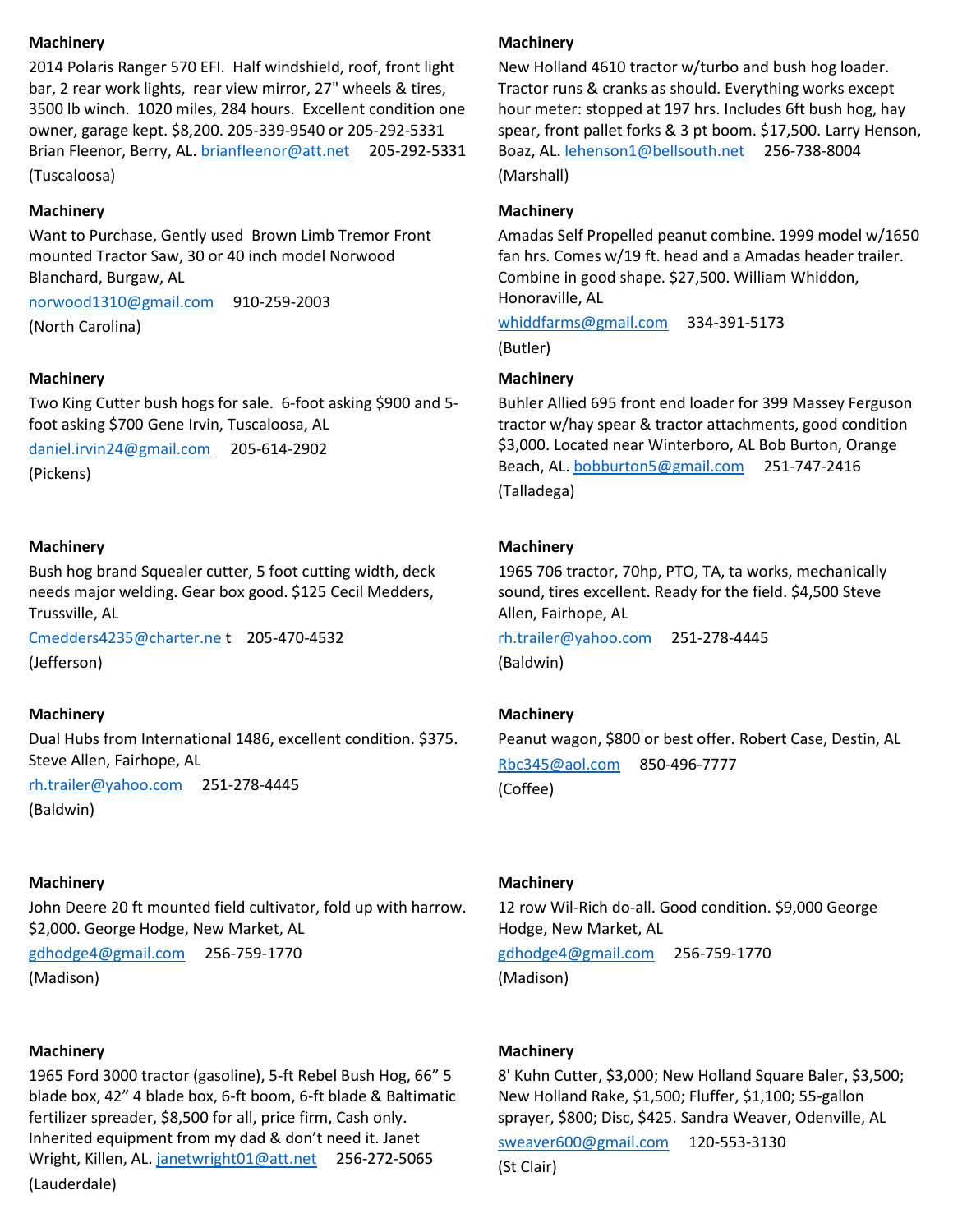**Machinery**

2014 Polaris Ranger 570 EFI. Half windshield, roof, front light bar, 2 rear work lights, rear view mirror, 27" wheels & tires, 3500 lb winch. 1020 miles, 284 hours. Excellent condition one owner, garage kept. $8,200. 205-339-9540 or 205-292-5331 Brian Fleenor, Berry, AL. brianfleenor@att.net 205-292-5331

(Tuscaloosa)

**Machinery**

Want to Purchase, Gently used Brown Limb Tremor Front mounted Tractor Saw, 30 or 40 inch model Norwood Blanchard, Burgaw, AL

norwood1310@gmail.com 910-259-2003

(North Carolina)

**Machinery**

Two King Cutter bush hogs for sale. 6-foot asking $900 and 5-foot asking $700 Gene Irvin, Tuscaloosa, AL

daniel.irvin24@gmail.com 205-614-2902

(Pickens)

**Machinery**

Bush hog brand Squealer cutter, 5 foot cutting width, deck needs major welding. Gear box good. $125 Cecil Medders, Trussville, AL

Cmedders4235@charter.ne t 205-470-4532

(Jefferson)

**Machinery**

Dual Hubs from International 1486, excellent condition. $375. Steve Allen, Fairhope, AL

rh.trailer@yahoo.com 251-278-4445

(Baldwin)

**Machinery**

John Deere 20 ft mounted field cultivator, fold up with harrow. $2,000. George Hodge, New Market, AL

gdhodge4@gmail.com 256-759-1770

(Madison)

**Machinery**

1965 Ford 3000 tractor (gasoline), 5-ft Rebel Bush Hog, 66" 5 blade box, 42" 4 blade box, 6-ft boom, 6-ft blade & Baltimatic fertilizer spreader, $8,500 for all, price firm, Cash only. Inherited equipment from my dad & don't need it. Janet Wright, Killen, AL. janetwright01@att.net 256-272-5065

(Lauderdale)

**Machinery**

New Holland 4610 tractor w/turbo and bush hog loader. Tractor runs & cranks as should. Everything works except hour meter: stopped at 197 hrs. Includes 6ft bush hog, hay spear, front pallet forks & 3 pt boom. $17,500. Larry Henson, Boaz, AL. lehenson1@bellsouth.net 256-738-8004

(Marshall)

**Machinery**

Amadas Self Propelled peanut combine. 1999 model w/1650 fan hrs. Comes w/19 ft. head and a Amadas header trailer. Combine in good shape. $27,500. William Whiddon, Honoraville, AL

whiddfarms@gmail.com 334-391-5173

(Butler)

**Machinery**

Buhler Allied 695 front end loader for 399 Massey Ferguson tractor w/hay spear & tractor attachments, good condition $3,000. Located near Winterboro, AL Bob Burton, Orange Beach, AL. bobburton5@gmail.com 251-747-2416

(Talladega)

**Machinery**

1965 706 tractor, 70hp, PTO, TA, ta works, mechanically sound, tires excellent. Ready for the field. $4,500 Steve Allen, Fairhope, AL

rh.trailer@yahoo.com 251-278-4445

(Baldwin)

**Machinery**

Peanut wagon, $800 or best offer. Robert Case, Destin, AL

Rbc345@aol.com 850-496-7777

(Coffee)

**Machinery**

12 row Wil-Rich do-all. Good condition. $9,000 George Hodge, New Market, AL

gdhodge4@gmail.com 256-759-1770

(Madison)

**Machinery**

8' Kuhn Cutter, $3,000; New Holland Square Baler, $3,500; New Holland Rake, $1,500; Fluffer, $1,100; 55-gallon sprayer, $800; Disc, $425. Sandra Weaver, Odenville, AL

sweaver600@gmail.com 120-553-3130

(St Clair)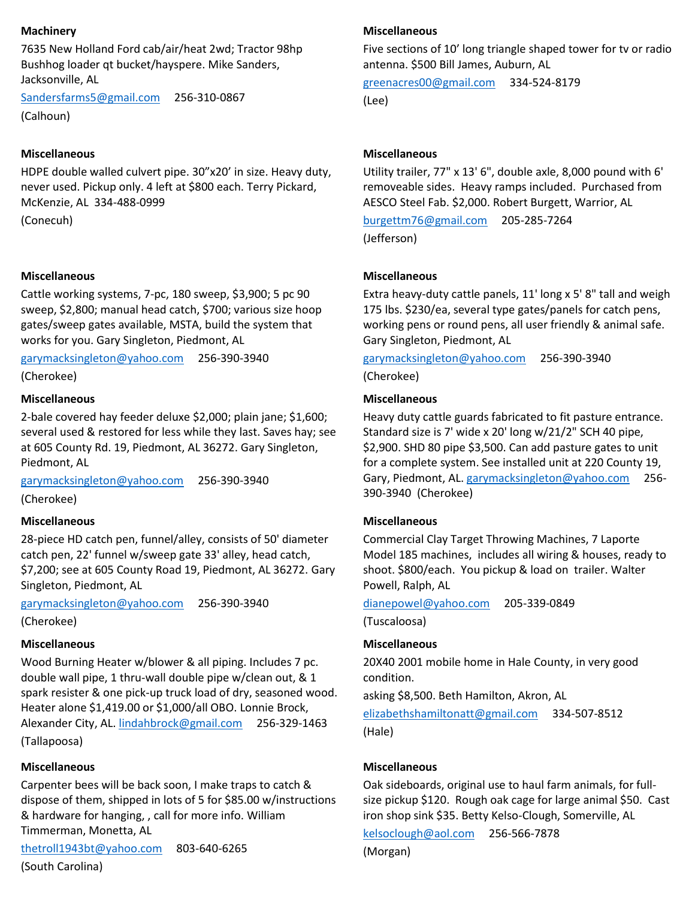**Machinery**

7635 New Holland Ford cab/air/heat 2wd; Tractor 98hp Bushhog loader qt bucket/hayspere. Mike Sanders, Jacksonville, AL

Sandersfarms5@gmail.com 256-310-0867

(Calhoun)

**Miscellaneous**

HDPE double walled culvert pipe. 30”x20’ in size. Heavy duty, never used. Pickup only. 4 left at $800 each. Terry Pickard, McKenzie, AL 334-488-0999

(Conecuh)

**Miscellaneous**

Cattle working systems, 7-pc, 180 sweep, $3,900; 5 pc 90 sweep, $2,800; manual head catch, $700; various size hoop gates/sweep gates available, MSTA, build the system that works for you. Gary Singleton, Piedmont, AL

garymacksingleton@yahoo.com 256-390-3940

(Cherokee)

**Miscellaneous**

2-bale covered hay feeder deluxe $2,000; plain jane; $1,600; several used & restored for less while they last. Saves hay; see at 605 County Rd. 19, Piedmont, AL 36272. Gary Singleton, Piedmont, AL

garymacksingleton@yahoo.com 256-390-3940

(Cherokee)

**Miscellaneous**

28-piece HD catch pen, funnel/alley, consists of 50' diameter catch pen, 22' funnel w/sweep gate 33' alley, head catch, $7,200; see at 605 County Road 19, Piedmont, AL 36272. Gary Singleton, Piedmont, AL

garymacksingleton@yahoo.com 256-390-3940

(Cherokee)

**Miscellaneous**

Wood Burning Heater w/blower & all piping. Includes 7 pc. double wall pipe, 1 thru-wall double pipe w/clean out, & 1 spark resister & one pick-up truck load of dry, seasoned wood. Heater alone $1,419.00 or $1,000/all OBO. Lonnie Brock, Alexander City, AL. lindahbrock@gmail.com 256-329-1463

(Tallapoosa)

**Miscellaneous**

Carpenter bees will be back soon, I make traps to catch & dispose of them, shipped in lots of 5 for $85.00 w/instructions & hardware for hanging, , call for more info. William Timmerman, Monetta, AL

thetroll1943bt@yahoo.com 803-640-6265

(South Carolina)

**Miscellaneous**

Five sections of 10’ long triangle shaped tower for tv or radio antenna. $500 Bill James, Auburn, AL

greenacres00@gmail.com 334-524-8179

(Lee)

**Miscellaneous**

Utility trailer, 77" x 13' 6", double axle, 8,000 pound with 6' removeable sides. Heavy ramps included. Purchased from AESCO Steel Fab. $2,000. Robert Burgett, Warrior, AL

burgettm76@gmail.com 205-285-7264

(Jefferson)

**Miscellaneous**

Extra heavy-duty cattle panels, 11' long x 5' 8" tall and weigh 175 lbs. $230/ea, several type gates/panels for catch pens, working pens or round pens, all user friendly & animal safe. Gary Singleton, Piedmont, AL

garymacksingleton@yahoo.com 256-390-3940

(Cherokee)

**Miscellaneous**

Heavy duty cattle guards fabricated to fit pasture entrance. Standard size is 7' wide x 20' long w/21/2" SCH 40 pipe, $2,900. SHD 80 pipe $3,500. Can add pasture gates to unit for a complete system. See installed unit at 220 County 19, Gary, Piedmont, AL. garymacksingleton@yahoo.com 256-390-3940 (Cherokee)

**Miscellaneous**

Commercial Clay Target Throwing Machines, 7 Laporte Model 185 machines, includes all wiring & houses, ready to shoot. $800/each. You pickup & load on trailer. Walter Powell, Ralph, AL

dianepowel@yahoo.com 205-339-0849

(Tuscaloosa)

**Miscellaneous**

20X40 2001 mobile home in Hale County, in very good condition.

asking $8,500. Beth Hamilton, Akron, AL

elizabethshamiltonatt@gmail.com 334-507-8512

(Hale)

**Miscellaneous**

Oak sideboards, original use to haul farm animals, for full-size pickup $120. Rough oak cage for large animal $50. Cast iron shop sink $35. Betty Kelso-Clough, Somerville, AL

kelsoclough@aol.com 256-566-7878

(Morgan)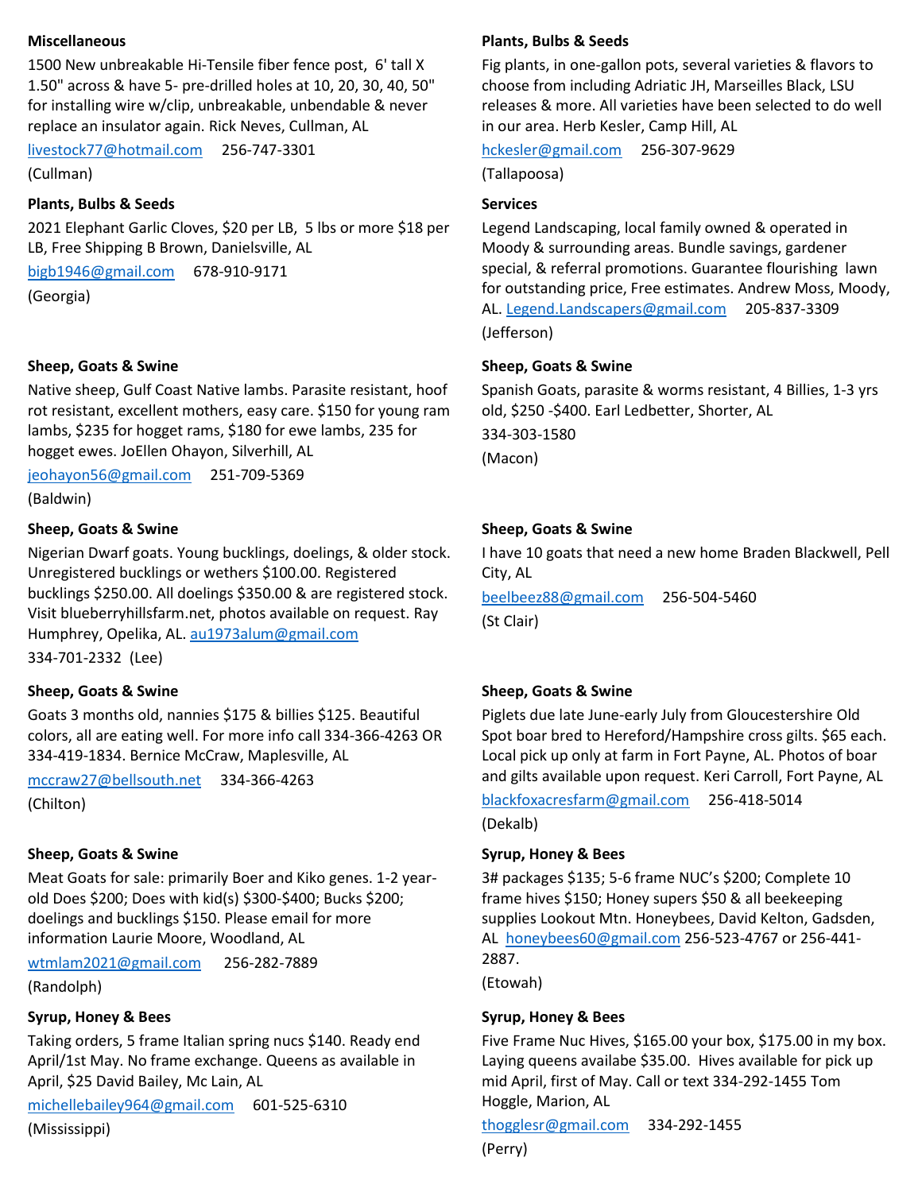**Miscellaneous**

1500 New unbreakable Hi-Tensile fiber fence post, 6' tall X 1.50" across & have 5- pre-drilled holes at 10, 20, 30, 40, 50" for installing wire w/clip, unbreakable, unbendable & never replace an insulator again. Rick Neves, Cullman, AL

livestock77@hotmail.com 256-747-3301

(Cullman)

**Plants, Bulbs & Seeds**

2021 Elephant Garlic Cloves, $20 per LB, 5 lbs or more $18 per LB, Free Shipping B Brown, Danielsville, AL

bigb1946@gmail.com 678-910-9171

(Georgia)

**Sheep, Goats & Swine**

Native sheep, Gulf Coast Native lambs. Parasite resistant, hoof rot resistant, excellent mothers, easy care. $150 for young ram lambs, $235 for hogget rams, $180 for ewe lambs, 235 for hogget ewes. JoEllen Ohayon, Silverhill, AL

jeohayon56@gmail.com 251-709-5369

(Baldwin)

**Sheep, Goats & Swine**

Nigerian Dwarf goats. Young bucklings, doelings, & older stock. Unregistered bucklings or wethers $100.00. Registered bucklings $250.00. All doelings $350.00 & are registered stock. Visit blueberryhillsfarm.net, photos available on request. Ray Humphrey, Opelika, AL. au1973alum@gmail.com

334-701-2332 (Lee)

**Sheep, Goats & Swine**

Goats 3 months old, nannies $175 & billies $125. Beautiful colors, all are eating well. For more info call 334-366-4263 OR 334-419-1834. Bernice McCraw, Maplesville, AL

mccraw27@bellsouth.net 334-366-4263

(Chilton)

**Sheep, Goats & Swine**

Meat Goats for sale: primarily Boer and Kiko genes. 1-2 year-old Does $200; Does with kid(s) $300-$400; Bucks $200; doelings and bucklings $150. Please email for more information Laurie Moore, Woodland, AL

wtmlam2021@gmail.com 256-282-7889

(Randolph)

**Syrup, Honey & Bees**

Taking orders, 5 frame Italian spring nucs $140. Ready end April/1st May. No frame exchange. Queens as available in April, $25 David Bailey, Mc Lain, AL

michellebailey964@gmail.com 601-525-6310

(Mississippi)

**Plants, Bulbs & Seeds**

Fig plants, in one-gallon pots, several varieties & flavors to choose from including Adriatic JH, Marseilles Black, LSU releases & more. All varieties have been selected to do well in our area. Herb Kesler, Camp Hill, AL

hckesler@gmail.com 256-307-9629

(Tallapoosa)

**Services**

Legend Landscaping, local family owned & operated in Moody & surrounding areas. Bundle savings, gardener special, & referral promotions. Guarantee flourishing lawn for outstanding price, Free estimates. Andrew Moss, Moody, AL. Legend.Landscapers@gmail.com 205-837-3309

(Jefferson)

**Sheep, Goats & Swine**

Spanish Goats, parasite & worms resistant, 4 Billies, 1-3 yrs old, $250 -$400. Earl Ledbetter, Shorter, AL

334-303-1580

(Macon)

**Sheep, Goats & Swine**

I have 10 goats that need a new home Braden Blackwell, Pell City, AL

beelbeez88@gmail.com 256-504-5460

(St Clair)

**Sheep, Goats & Swine**

Piglets due late June-early July from Gloucestershire Old Spot boar bred to Hereford/Hampshire cross gilts. $65 each. Local pick up only at farm in Fort Payne, AL. Photos of boar and gilts available upon request. Keri Carroll, Fort Payne, AL

blackfoxacresfarm@gmail.com 256-418-5014

(Dekalb)

**Syrup, Honey & Bees**

3# packages $135; 5-6 frame NUC's $200; Complete 10 frame hives $150; Honey supers $50 & all beekeeping supplies Lookout Mtn. Honeybees, David Kelton, Gadsden, AL honeybees60@gmail.com 256-523-4767 or 256-441-2887.

(Etowah)

**Syrup, Honey & Bees**

Five Frame Nuc Hives, $165.00 your box, $175.00 in my box. Laying queens availabe $35.00. Hives available for pick up mid April, first of May. Call or text 334-292-1455 Tom Hoggle, Marion, AL

thogglesr@gmail.com 334-292-1455

(Perry)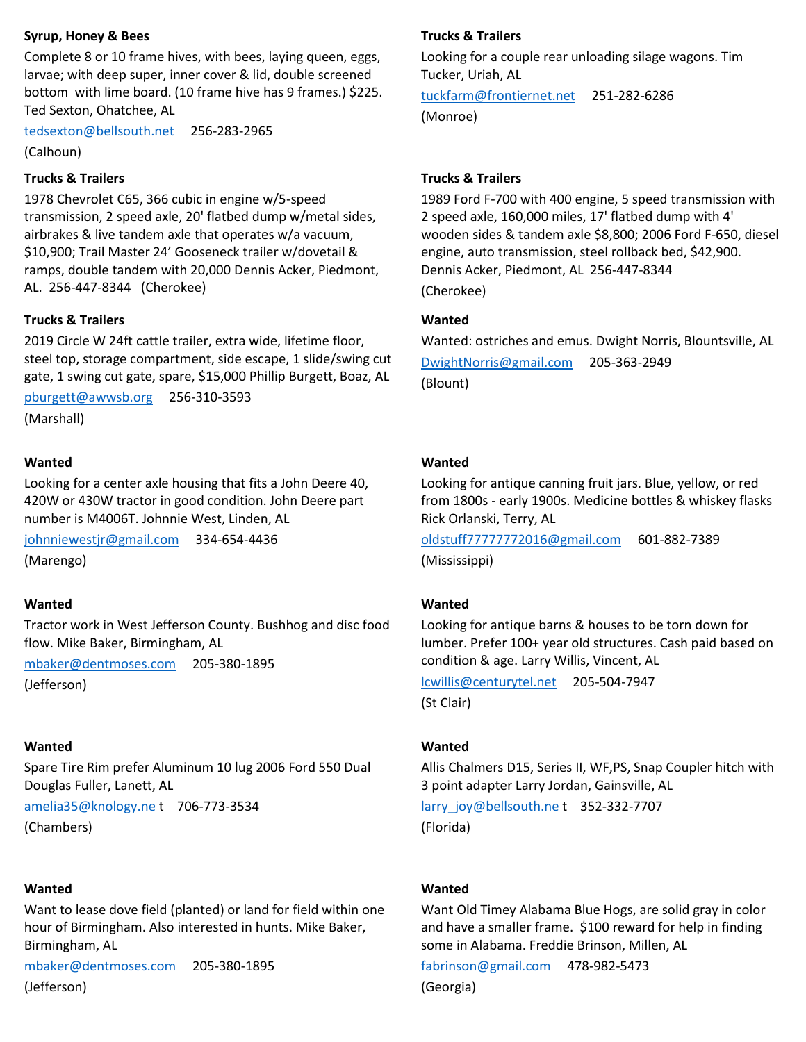**Syrup, Honey & Bees**

Complete 8 or 10 frame hives, with bees, laying queen, eggs, larvae; with deep super, inner cover & lid, double screened bottom with lime board. (10 frame hive has 9 frames.) $225. Ted Sexton, Ohatchee, AL

tedsexton@bellsouth.net 256-283-2965

(Calhoun)

**Trucks & Trailers**

1978 Chevrolet C65, 366 cubic in engine w/5-speed transmission, 2 speed axle, 20' flatbed dump w/metal sides, airbrakes & live tandem axle that operates w/a vacuum, $10,900; Trail Master 24' Gooseneck trailer w/dovetail & ramps, double tandem with 20,000 Dennis Acker, Piedmont, AL. 256-447-8344 (Cherokee)

**Trucks & Trailers**

2019 Circle W 24ft cattle trailer, extra wide, lifetime floor, steel top, storage compartment, side escape, 1 slide/swing cut gate, 1 swing cut gate, spare, $15,000 Phillip Burgett, Boaz, AL

pburgett@awwsb.org 256-310-3593

(Marshall)

**Wanted**

Looking for a center axle housing that fits a John Deere 40, 420W or 430W tractor in good condition. John Deere part number is M4006T. Johnnie West, Linden, AL

johnniewestjr@gmail.com 334-654-4436

(Marengo)

**Wanted**

Tractor work in West Jefferson County. Bushhog and disc food flow. Mike Baker, Birmingham, AL

mbaker@dentmoses.com 205-380-1895

(Jefferson)

**Wanted**

Spare Tire Rim prefer Aluminum 10 lug 2006 Ford 550 Dual Douglas Fuller, Lanett, AL

amelia35@knology.net 706-773-3534

(Chambers)

**Wanted**

Want to lease dove field (planted) or land for field within one hour of Birmingham. Also interested in hunts. Mike Baker, Birmingham, AL

mbaker@dentmoses.com 205-380-1895

(Jefferson)

**Trucks & Trailers**

Looking for a couple rear unloading silage wagons. Tim Tucker, Uriah, AL

tuckfarm@frontiernet.net 251-282-6286

(Monroe)

**Trucks & Trailers**

1989 Ford F-700 with 400 engine, 5 speed transmission with 2 speed axle, 160,000 miles, 17' flatbed dump with 4' wooden sides & tandem axle $8,800; 2006 Ford F-650, diesel engine, auto transmission, steel rollback bed, $42,900. Dennis Acker, Piedmont, AL 256-447-8344

(Cherokee)

**Wanted**

Wanted: ostriches and emus. Dwight Norris, Blountsville, AL

DwightNorris@gmail.com 205-363-2949

(Blount)

**Wanted**

Looking for antique canning fruit jars. Blue, yellow, or red from 1800s - early 1900s. Medicine bottles & whiskey flasks Rick Orlanski, Terry, AL

oldstuff77777772016@gmail.com 601-882-7389

(Mississippi)

**Wanted**

Looking for antique barns & houses to be torn down for lumber. Prefer 100+ year old structures. Cash paid based on condition & age. Larry Willis, Vincent, AL

lcwillis@centurytel.net 205-504-7947

(St Clair)

**Wanted**

Allis Chalmers D15, Series II, WF,PS, Snap Coupler hitch with 3 point adapter Larry Jordan, Gainsville, AL

larry_joy@bellsouth.net 352-332-7707

(Florida)

**Wanted**

Want Old Timey Alabama Blue Hogs, are solid gray in color and have a smaller frame. $100 reward for help in finding some in Alabama. Freddie Brinson, Millen, AL

fabrinson@gmail.com 478-982-5473

(Georgia)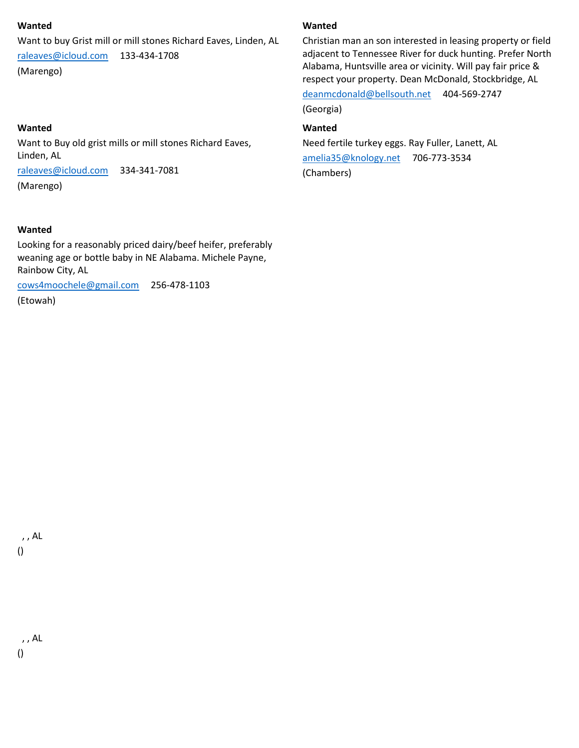**Wanted**

Want to buy Grist mill or mill stones Richard Eaves, Linden, AL

raleaves@icloud.com     133-434-1708

(Marengo)

**Wanted**

Want to Buy old grist mills or mill stones Richard Eaves, Linden, AL

raleaves@icloud.com     334-341-7081

(Marengo)

**Wanted**

Looking for a reasonably priced dairy/beef heifer, preferably weaning age or bottle baby in NE Alabama. Michele Payne, Rainbow City, AL

cows4moochele@gmail.com     256-478-1103

(Etowah)

, , AL

()

, , AL

()

**Wanted**

Christian man an son interested in leasing property or field adjacent to Tennessee River for duck hunting. Prefer North Alabama, Huntsville area or vicinity. Will pay fair price & respect your property. Dean McDonald, Stockbridge, AL

deanmcdonald@bellsouth.net     404-569-2747

(Georgia)

**Wanted**

Need fertile turkey eggs. Ray Fuller, Lanett, AL

amelia35@knology.net     706-773-3534

(Chambers)